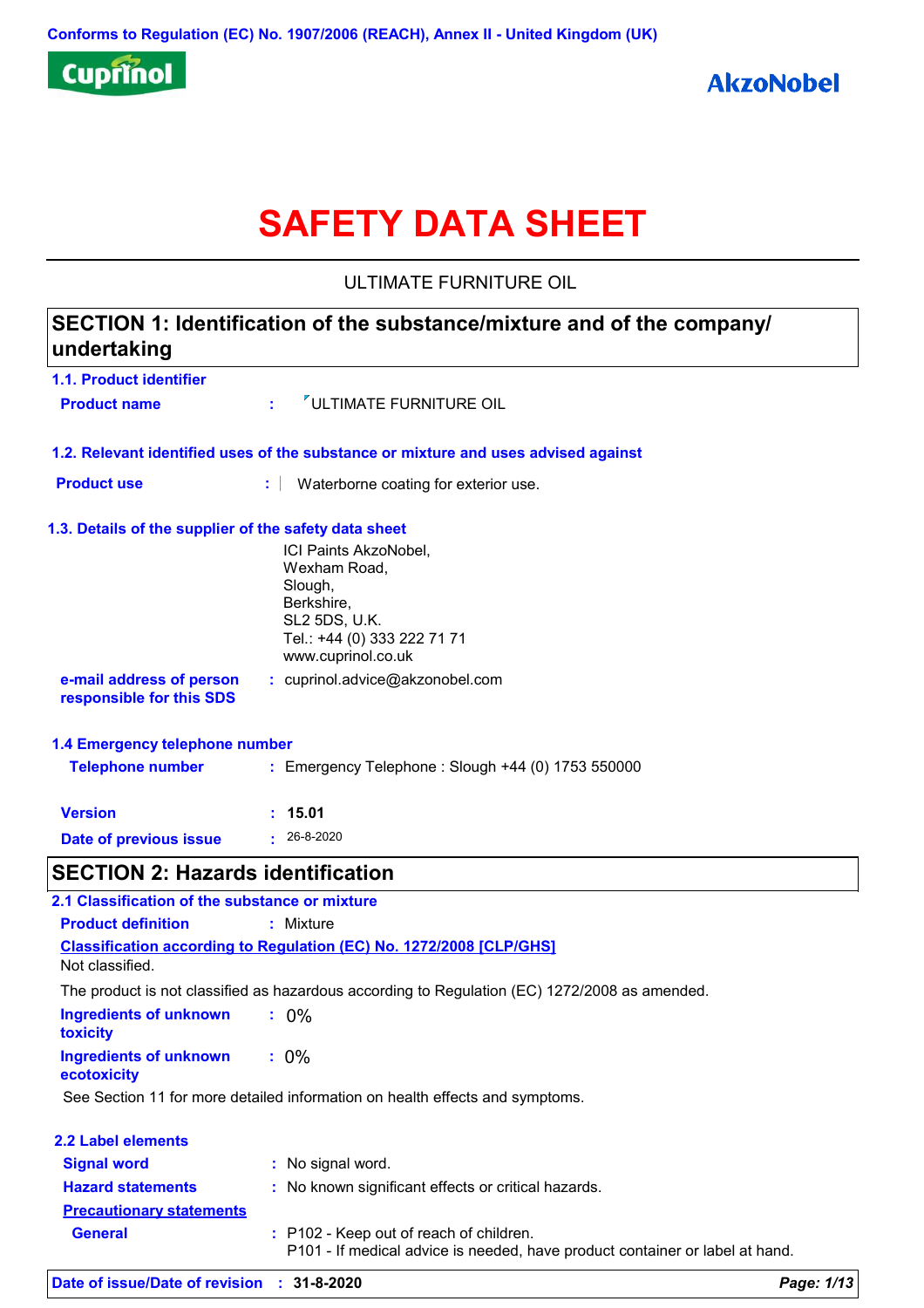Conforms to Regulation (EC) No. 1907/2006 (REACH), Annex II - United Kingdom (UK)

Cuprinol

AkzoNobel

# SAFETY DATA SHEET

ULTIMATE FURNITURE OIL

## SECTION 1: Identification of the substance/mixture and of the company/ undertaking

### 1.1. Product identifier

**Product name** : ULTIMATE FURNITURE OIL

### 1.2. Relevant identified uses of the substance or mixture and uses advised against

**Product use** : Waterborne coating for exterior use.

### 1.3. Details of the supplier of the safety data sheet

ICI Paints AkzoNobel,
Wexham Road,
Slough,
Berkshire,
SL2 5DS, U.K.
Tel.: +44 (0) 333 222 71 71
www.cuprinol.co.uk

**e-mail address of person responsible for this SDS** : cuprinol.advice@akzonobel.com

### 1.4 Emergency telephone number

**Telephone number** : Emergency Telephone : Slough +44 (0) 1753 550000

**Version** : **15.01**

**Date of previous issue** : 26-8-2020

## SECTION 2: Hazards identification

### 2.1 Classification of the substance or mixture

**Product definition** : Mixture

**Classification according to Regulation (EC) No. 1272/2008 [CLP/GHS]**

Not classified.

The product is not classified as hazardous according to Regulation (EC) 1272/2008 as amended.

**Ingredients of unknown toxicity** : 0%

**Ingredients of unknown ecotoxicity** : 0%

See Section 11 for more detailed information on health effects and symptoms.

### 2.2 Label elements

**Signal word** : No signal word.

**Hazard statements** : No known significant effects or critical hazards.

**Precautionary statements**

**General** : P102 - Keep out of reach of children.
P101 - If medical advice is needed, have product container or label at hand.

**Date of issue/Date of revision** : **31-8-2020**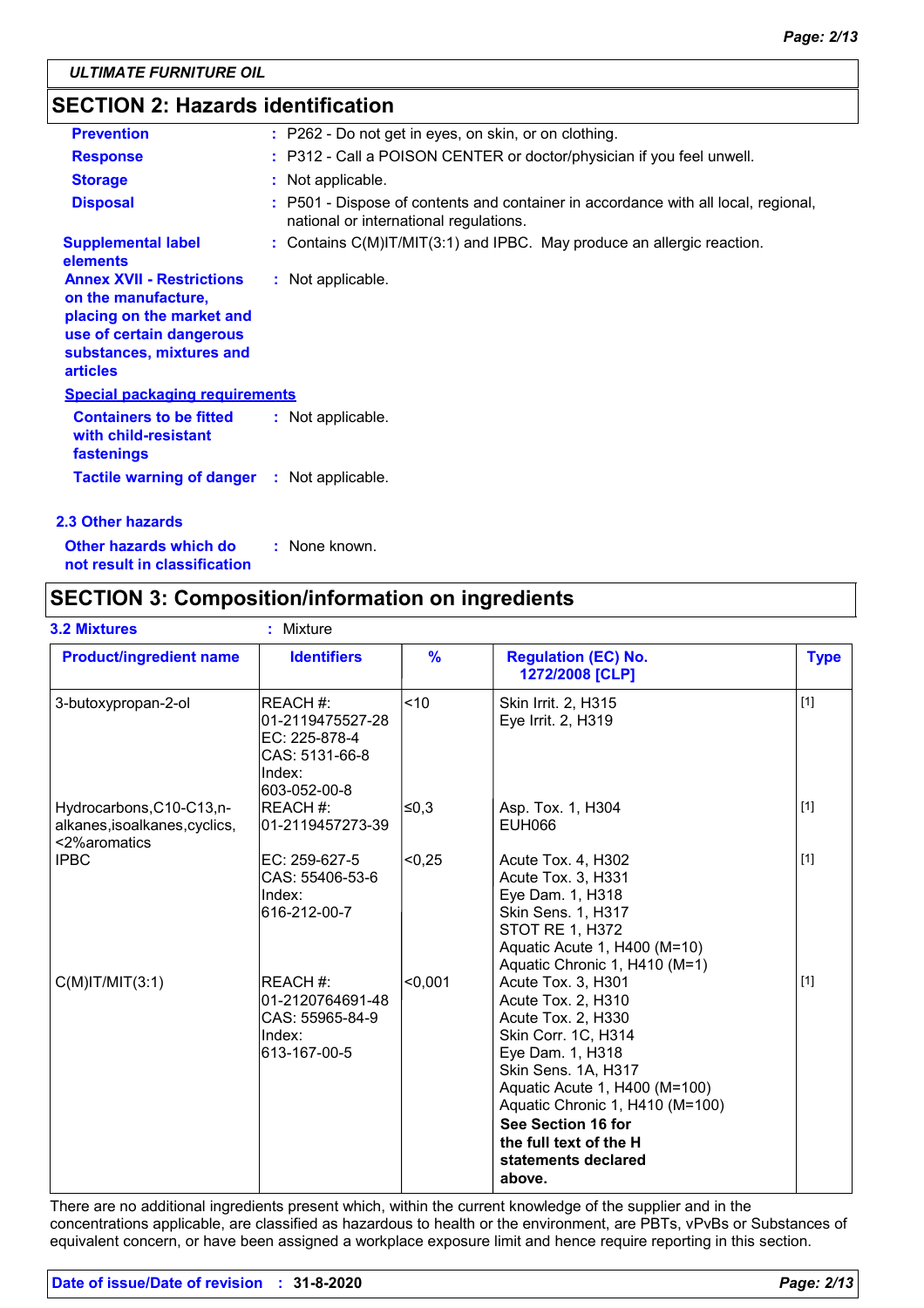ULTIMATE FURNITURE OIL

## SECTION 2: Hazards identification

| | |
|---|---|
| **Prevention** | : P262 - Do not get in eyes, on skin, or on clothing. |
| **Response** | : P312 - Call a POISON CENTER or doctor/physician if you feel unwell. |
| **Storage** | : Not applicable. |
| **Disposal** | : P501 - Dispose of contents and container in accordance with all local, regional, national or international regulations. |
| **Supplemental label elements** | : Contains C(M)IT/MIT(3:1) and IPBC. May produce an allergic reaction. |
| **Annex XVII - Restrictions on the manufacture, placing on the market and use of certain dangerous substances, mixtures and articles** | : Not applicable. |

**Special packaging requirements**

| | |
|---|---|
| **Containers to be fitted with child-resistant fastenings** | : Not applicable. |
| **Tactile warning of danger** | : Not applicable. |

### 2.3 Other hazards

| | |
|---|---|
| **Other hazards which do not result in classification** | : None known. |

## SECTION 3: Composition/information on ingredients

**3.2 Mixtures** : Mixture

| Product/ingredient name | Identifiers | % | Regulation (EC) No. 1272/2008 [CLP] | Type |
|---|---|---|---|---|
| 3-butoxypropan-2-ol | REACH #: 01-2119475527-28<br>EC: 225-878-4<br>CAS: 5131-66-8<br>Index: 603-052-00-8 | <10 | Skin Irrit. 2, H315<br>Eye Irrit. 2, H319 | [1] |
| Hydrocarbons,C10-C13,n-alkanes,isoalkanes,cyclics,<2%aromatics | REACH #: 01-2119457273-39 | ≤0,3 | Asp. Tox. 1, H304<br>EUH066 | [1] |
| IPBC | EC: 259-627-5<br>CAS: 55406-53-6<br>Index: 616-212-00-7 | <0,25 | Acute Tox. 4, H302<br>Acute Tox. 3, H331<br>Eye Dam. 1, H318<br>Skin Sens. 1, H317<br>STOT RE 1, H372<br>Aquatic Acute 1, H400 (M=10)<br>Aquatic Chronic 1, H410 (M=1) | [1] |
| C(M)IT/MIT(3:1) | REACH #: 01-2120764691-48<br>CAS: 55965-84-9<br>Index: 613-167-00-5 | <0,001 | Acute Tox. 3, H301<br>Acute Tox. 2, H310<br>Acute Tox. 2, H330<br>Skin Corr. 1C, H314<br>Eye Dam. 1, H318<br>Skin Sens. 1A, H317<br>Aquatic Acute 1, H400 (M=100)<br>Aquatic Chronic 1, H410 (M=100)<br>**See Section 16 for the full text of the H statements declared above.** | [1] |

There are no additional ingredients present which, within the current knowledge of the supplier and in the concentrations applicable, are classified as hazardous to health or the environment, are PBTs, vPvBs or Substances of equivalent concern, or have been assigned a workplace exposure limit and hence require reporting in this section.

**Date of issue/Date of revision** : **31-8-2020**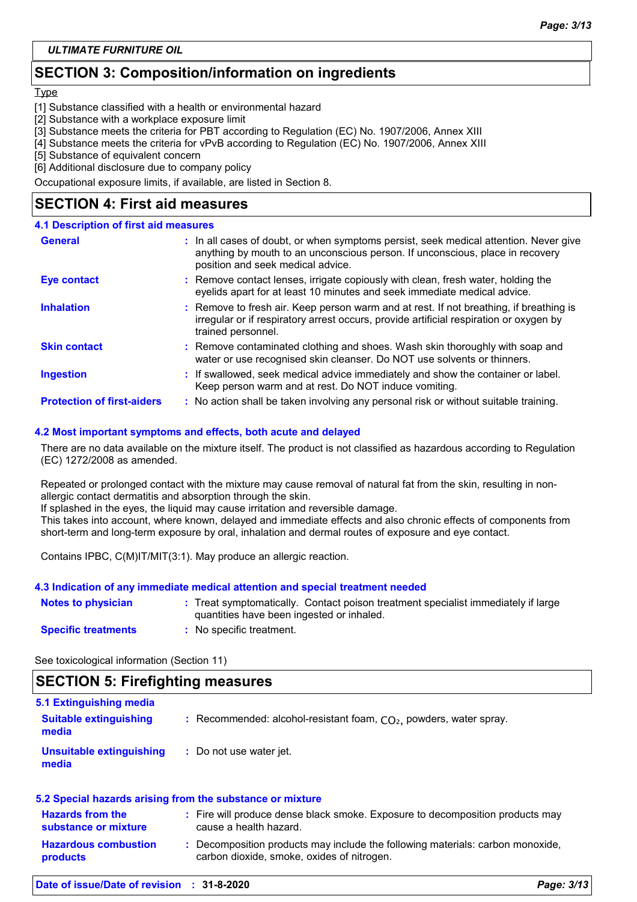ULTIMATE FURNITURE OIL

## SECTION 3: Composition/information on ingredients

Type

[1] Substance classified with a health or environmental hazard
[2] Substance with a workplace exposure limit
[3] Substance meets the criteria for PBT according to Regulation (EC) No. 1907/2006, Annex XIII
[4] Substance meets the criteria for vPvB according to Regulation (EC) No. 1907/2006, Annex XIII
[5] Substance of equivalent concern
[6] Additional disclosure due to company policy

Occupational exposure limits, if available, are listed in Section 8.

## SECTION 4: First aid measures

### 4.1 Description of first aid measures

**General** : In all cases of doubt, or when symptoms persist, seek medical attention. Never give anything by mouth to an unconscious person. If unconscious, place in recovery position and seek medical advice.

**Eye contact** : Remove contact lenses, irrigate copiously with clean, fresh water, holding the eyelids apart for at least 10 minutes and seek immediate medical advice.

**Inhalation** : Remove to fresh air. Keep person warm and at rest. If not breathing, if breathing is irregular or if respiratory arrest occurs, provide artificial respiration or oxygen by trained personnel.

**Skin contact** : Remove contaminated clothing and shoes. Wash skin thoroughly with soap and water or use recognised skin cleanser. Do NOT use solvents or thinners.

**Ingestion** : If swallowed, seek medical advice immediately and show the container or label. Keep person warm and at rest. Do NOT induce vomiting.

**Protection of first-aiders** : No action shall be taken involving any personal risk or without suitable training.

### 4.2 Most important symptoms and effects, both acute and delayed

There are no data available on the mixture itself. The product is not classified as hazardous according to Regulation (EC) 1272/2008 as amended.

Repeated or prolonged contact with the mixture may cause removal of natural fat from the skin, resulting in non-allergic contact dermatitis and absorption through the skin.
If splashed in the eyes, the liquid may cause irritation and reversible damage.
This takes into account, where known, delayed and immediate effects and also chronic effects of components from short-term and long-term exposure by oral, inhalation and dermal routes of exposure and eye contact.

Contains IPBC, C(M)IT/MIT(3:1). May produce an allergic reaction.

### 4.3 Indication of any immediate medical attention and special treatment needed

**Notes to physician** : Treat symptomatically. Contact poison treatment specialist immediately if large quantities have been ingested or inhaled.

**Specific treatments** : No specific treatment.

See toxicological information (Section 11)

## SECTION 5: Firefighting measures

### 5.1 Extinguishing media

**Suitable extinguishing media** : Recommended: alcohol-resistant foam, $CO_2$, powders, water spray.

**Unsuitable extinguishing media** : Do not use water jet.

### 5.2 Special hazards arising from the substance or mixture

**Hazards from the substance or mixture** : Fire will produce dense black smoke. Exposure to decomposition products may cause a health hazard.

**Hazardous combustion products** : Decomposition products may include the following materials: carbon monoxide, carbon dioxide, smoke, oxides of nitrogen.

**Date of issue/Date of revision** : **31-8-2020**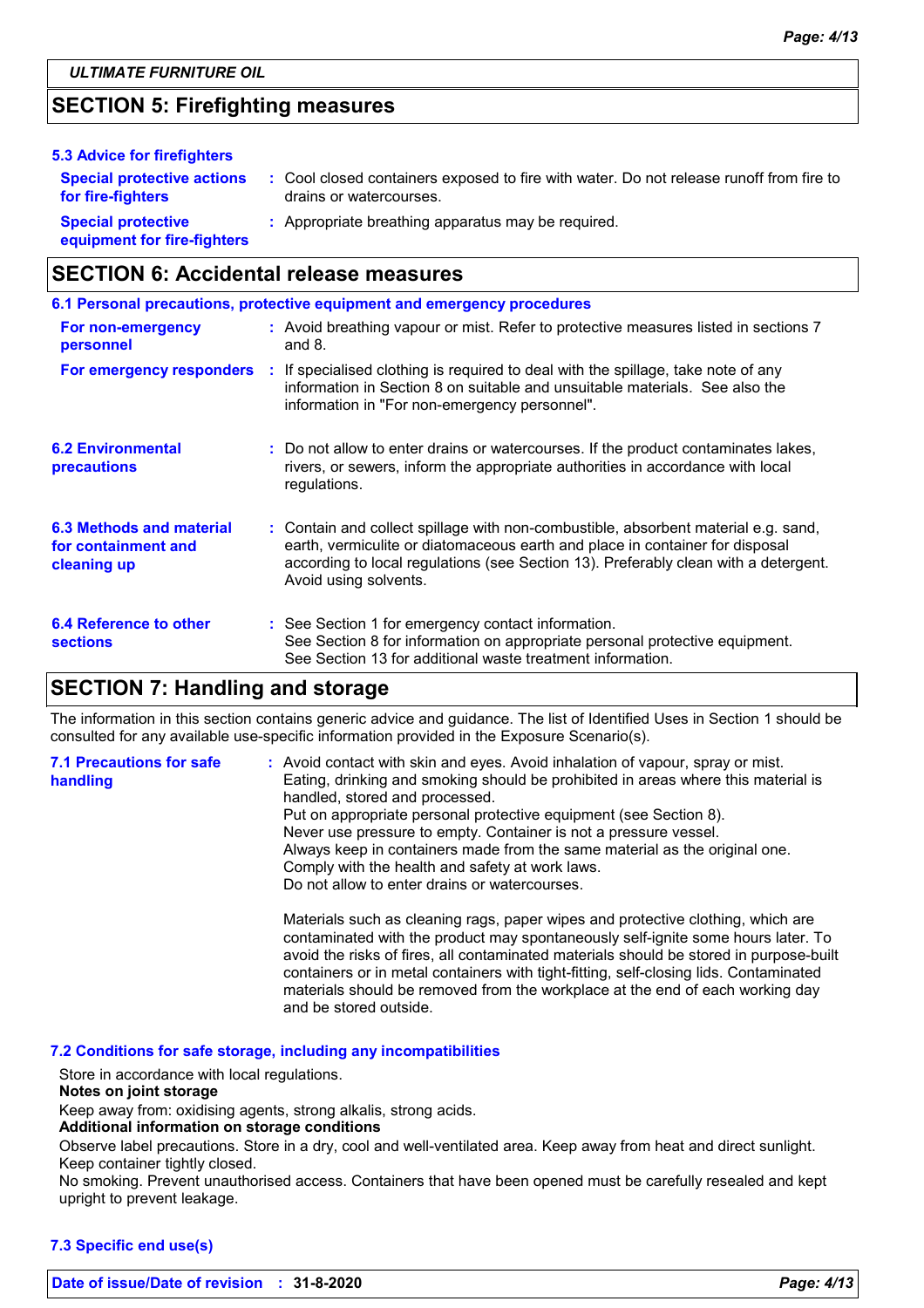## SECTION 5: Firefighting measures

### 5.3 Advice for firefighters

**Special protective actions for fire-fighters** : Cool closed containers exposed to fire with water. Do not release runoff from fire to drains or watercourses.

**Special protective equipment for fire-fighters** : Appropriate breathing apparatus may be required.

## SECTION 6: Accidental release measures

### 6.1 Personal precautions, protective equipment and emergency procedures

**For non-emergency personnel** : Avoid breathing vapour or mist. Refer to protective measures listed in sections 7 and 8.

**For emergency responders** : If specialised clothing is required to deal with the spillage, take note of any information in Section 8 on suitable and unsuitable materials. See also the information in "For non-emergency personnel".

### 6.2 Environmental precautions

: Do not allow to enter drains or watercourses. If the product contaminates lakes, rivers, or sewers, inform the appropriate authorities in accordance with local regulations.

### 6.3 Methods and material for containment and cleaning up

: Contain and collect spillage with non-combustible, absorbent material e.g. sand, earth, vermiculite or diatomaceous earth and place in container for disposal according to local regulations (see Section 13). Preferably clean with a detergent. Avoid using solvents.

### 6.4 Reference to other sections

: See Section 1 for emergency contact information.
See Section 8 for information on appropriate personal protective equipment.
See Section 13 for additional waste treatment information.

## SECTION 7: Handling and storage

The information in this section contains generic advice and guidance. The list of Identified Uses in Section 1 should be consulted for any available use-specific information provided in the Exposure Scenario(s).

### 7.1 Precautions for safe handling

: Avoid contact with skin and eyes. Avoid inhalation of vapour, spray or mist.
Eating, drinking and smoking should be prohibited in areas where this material is handled, stored and processed.
Put on appropriate personal protective equipment (see Section 8).
Never use pressure to empty. Container is not a pressure vessel.
Always keep in containers made from the same material as the original one.
Comply with the health and safety at work laws.
Do not allow to enter drains or watercourses.

Materials such as cleaning rags, paper wipes and protective clothing, which are contaminated with the product may spontaneously self-ignite some hours later. To avoid the risks of fires, all contaminated materials should be stored in purpose-built containers or in metal containers with tight-fitting, self-closing lids. Contaminated materials should be removed from the workplace at the end of each working day and be stored outside.

### 7.2 Conditions for safe storage, including any incompatibilities

Store in accordance with local regulations.

**Notes on joint storage**

Keep away from: oxidising agents, strong alkalis, strong acids.

**Additional information on storage conditions**

Observe label precautions. Store in a dry, cool and well-ventilated area. Keep away from heat and direct sunlight. Keep container tightly closed.

No smoking. Prevent unauthorised access. Containers that have been opened must be carefully resealed and kept upright to prevent leakage.

### 7.3 Specific end use(s)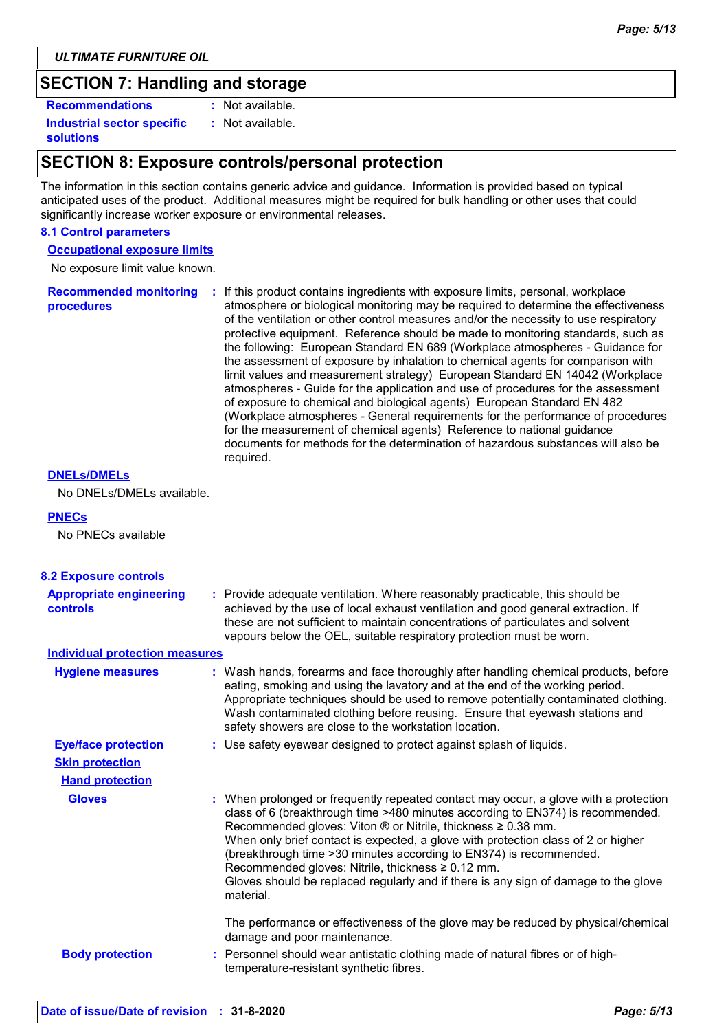## SECTION 7: Handling and storage

**Recommendations** : Not available.

**Industrial sector specific solutions** : Not available.

## SECTION 8: Exposure controls/personal protection

The information in this section contains generic advice and guidance. Information is provided based on typical anticipated uses of the product. Additional measures might be required for bulk handling or other uses that could significantly increase worker exposure or environmental releases.

### 8.1 Control parameters

**Occupational exposure limits**

No exposure limit value known.

**Recommended monitoring procedures** : If this product contains ingredients with exposure limits, personal, workplace atmosphere or biological monitoring may be required to determine the effectiveness of the ventilation or other control measures and/or the necessity to use respiratory protective equipment. Reference should be made to monitoring standards, such as the following: European Standard EN 689 (Workplace atmospheres - Guidance for the assessment of exposure by inhalation to chemical agents for comparison with limit values and measurement strategy) European Standard EN 14042 (Workplace atmospheres - Guide for the application and use of procedures for the assessment of exposure to chemical and biological agents) European Standard EN 482 (Workplace atmospheres - General requirements for the performance of procedures for the measurement of chemical agents) Reference to national guidance documents for methods for the determination of hazardous substances will also be required.

**DNELs/DMELs**

No DNELs/DMELs available.

**PNECs**

No PNECs available

### 8.2 Exposure controls

**Appropriate engineering controls** : Provide adequate ventilation. Where reasonably practicable, this should be achieved by the use of local exhaust ventilation and good general extraction. If these are not sufficient to maintain concentrations of particulates and solvent vapours below the OEL, suitable respiratory protection must be worn.

**Individual protection measures**

**Hygiene measures** : Wash hands, forearms and face thoroughly after handling chemical products, before eating, smoking and using the lavatory and at the end of the working period. Appropriate techniques should be used to remove potentially contaminated clothing. Wash contaminated clothing before reusing. Ensure that eyewash stations and safety showers are close to the workstation location.

**Eye/face protection** : Use safety eyewear designed to protect against splash of liquids.

**Skin protection**

**Hand protection**

**Gloves** : When prolonged or frequently repeated contact may occur, a glove with a protection class of 6 (breakthrough time >480 minutes according to EN374) is recommended. Recommended gloves: Viton ® or Nitrile, thickness ≥ 0.38 mm.
When only brief contact is expected, a glove with protection class of 2 or higher (breakthrough time >30 minutes according to EN374) is recommended. Recommended gloves: Nitrile, thickness ≥ 0.12 mm.
Gloves should be replaced regularly and if there is any sign of damage to the glove material.

The performance or effectiveness of the glove may be reduced by physical/chemical damage and poor maintenance.

**Body protection** : Personnel should wear antistatic clothing made of natural fibres or of high-temperature-resistant synthetic fibres.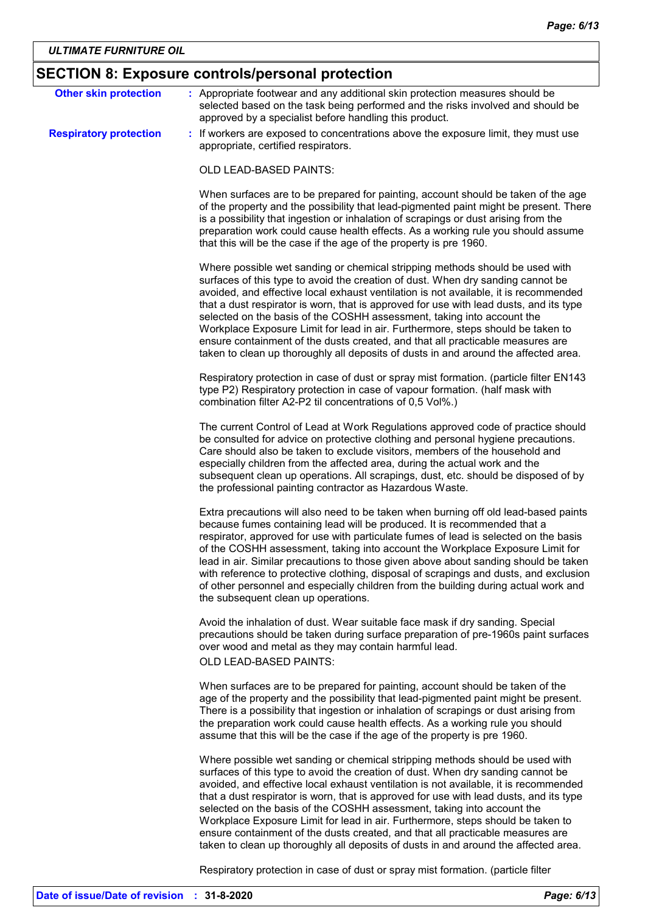ULTIMATE FURNITURE OIL

## SECTION 8: Exposure controls/personal protection

**Other skin protection** : Appropriate footwear and any additional skin protection measures should be selected based on the task being performed and the risks involved and should be approved by a specialist before handling this product.

**Respiratory protection** : If workers are exposed to concentrations above the exposure limit, they must use appropriate, certified respirators.

OLD LEAD-BASED PAINTS:

When surfaces are to be prepared for painting, account should be taken of the age of the property and the possibility that lead-pigmented paint might be present. There is a possibility that ingestion or inhalation of scrapings or dust arising from the preparation work could cause health effects. As a working rule you should assume that this will be the case if the age of the property is pre 1960.

Where possible wet sanding or chemical stripping methods should be used with surfaces of this type to avoid the creation of dust. When dry sanding cannot be avoided, and effective local exhaust ventilation is not available, it is recommended that a dust respirator is worn, that is approved for use with lead dusts, and its type selected on the basis of the COSHH assessment, taking into account the Workplace Exposure Limit for lead in air. Furthermore, steps should be taken to ensure containment of the dusts created, and that all practicable measures are taken to clean up thoroughly all deposits of dusts in and around the affected area.

Respiratory protection in case of dust or spray mist formation. (particle filter EN143 type P2) Respiratory protection in case of vapour formation. (half mask with combination filter A2-P2 til concentrations of 0,5 Vol%.)

The current Control of Lead at Work Regulations approved code of practice should be consulted for advice on protective clothing and personal hygiene precautions. Care should also be taken to exclude visitors, members of the household and especially children from the affected area, during the actual work and the subsequent clean up operations. All scrapings, dust, etc. should be disposed of by the professional painting contractor as Hazardous Waste.

Extra precautions will also need to be taken when burning off old lead-based paints because fumes containing lead will be produced. It is recommended that a respirator, approved for use with particulate fumes of lead is selected on the basis of the COSHH assessment, taking into account the Workplace Exposure Limit for lead in air. Similar precautions to those given above about sanding should be taken with reference to protective clothing, disposal of scrapings and dusts, and exclusion of other personnel and especially children from the building during actual work and the subsequent clean up operations.

Avoid the inhalation of dust. Wear suitable face mask if dry sanding. Special precautions should be taken during surface preparation of pre-1960s paint surfaces over wood and metal as they may contain harmful lead.
OLD LEAD-BASED PAINTS:

When surfaces are to be prepared for painting, account should be taken of the age of the property and the possibility that lead-pigmented paint might be present. There is a possibility that ingestion or inhalation of scrapings or dust arising from the preparation work could cause health effects. As a working rule you should assume that this will be the case if the age of the property is pre 1960.

Where possible wet sanding or chemical stripping methods should be used with surfaces of this type to avoid the creation of dust. When dry sanding cannot be avoided, and effective local exhaust ventilation is not available, it is recommended that a dust respirator is worn, that is approved for use with lead dusts, and its type selected on the basis of the COSHH assessment, taking into account the Workplace Exposure Limit for lead in air. Furthermore, steps should be taken to ensure containment of the dusts created, and that all practicable measures are taken to clean up thoroughly all deposits of dusts in and around the affected area.

Respiratory protection in case of dust or spray mist formation. (particle filter

**Date of issue/Date of revision** : **31-8-2020**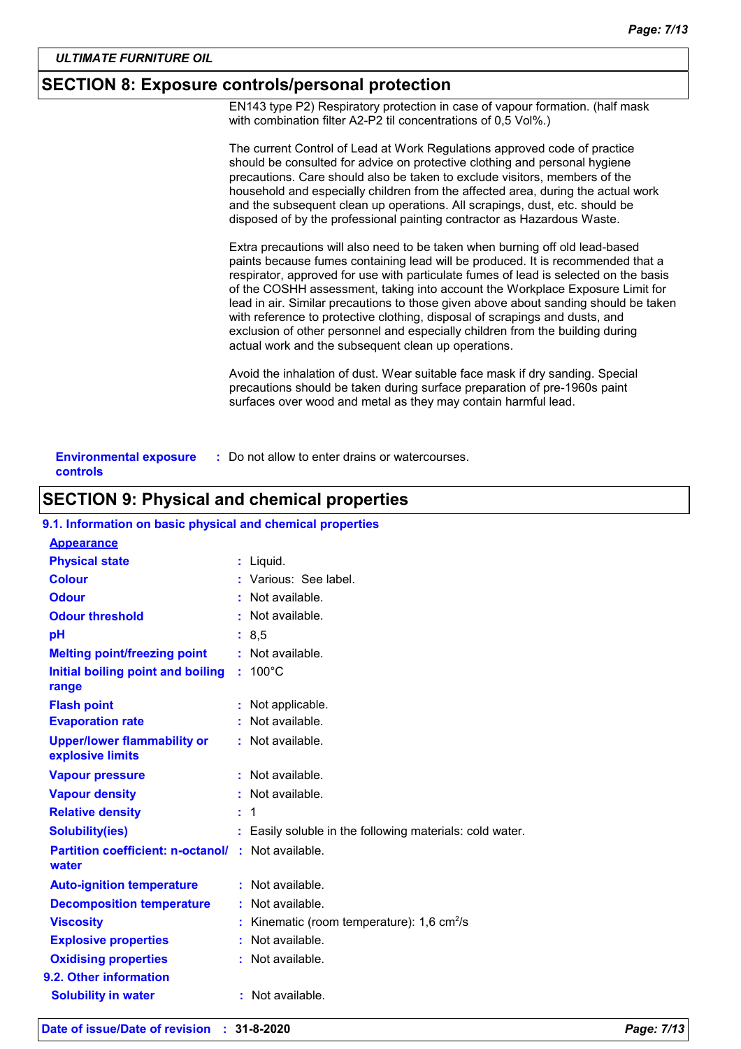ULTIMATE FURNITURE OIL

## SECTION 8: Exposure controls/personal protection

EN143 type P2) Respiratory protection in case of vapour formation. (half mask with combination filter A2-P2 til concentrations of 0,5 Vol%.)

The current Control of Lead at Work Regulations approved code of practice should be consulted for advice on protective clothing and personal hygiene precautions. Care should also be taken to exclude visitors, members of the household and especially children from the affected area, during the actual work and the subsequent clean up operations. All scrapings, dust, etc. should be disposed of by the professional painting contractor as Hazardous Waste.

Extra precautions will also need to be taken when burning off old lead-based paints because fumes containing lead will be produced. It is recommended that a respirator, approved for use with particulate fumes of lead is selected on the basis of the COSHH assessment, taking into account the Workplace Exposure Limit for lead in air. Similar precautions to those given above about sanding should be taken with reference to protective clothing, disposal of scrapings and dusts, and exclusion of other personnel and especially children from the building during actual work and the subsequent clean up operations.

Avoid the inhalation of dust. Wear suitable face mask if dry sanding. Special precautions should be taken during surface preparation of pre-1960s paint surfaces over wood and metal as they may contain harmful lead.

**Environmental exposure controls** : Do not allow to enter drains or watercourses.

## SECTION 9: Physical and chemical properties

### 9.1. Information on basic physical and chemical properties

**Appearance**

| Property | Value |
|---|---|
| Physical state | Liquid. |
| Colour | Various: See label. |
| Odour | Not available. |
| Odour threshold | Not available. |
| pH | 8,5 |
| Melting point/freezing point | Not available. |
| Initial boiling point and boiling range | 100°C |
| Flash point | Not applicable. |
| Evaporation rate | Not available. |
| Upper/lower flammability or explosive limits | Not available. |
| Vapour pressure | Not available. |
| Vapour density | Not available. |
| Relative density | 1 |
| Solubility(ies) | Easily soluble in the following materials: cold water. |
| Partition coefficient: n-octanol/water | Not available. |
| Auto-ignition temperature | Not available. |
| Decomposition temperature | Not available. |
| Viscosity | Kinematic (room temperature): 1,6 $cm^2/s$ |
| Explosive properties | Not available. |
| Oxidising properties | Not available. |

### 9.2. Other information

| Property | Value |
|---|---|
| Solubility in water | Not available. |

**Date of issue/Date of revision** : **31-8-2020**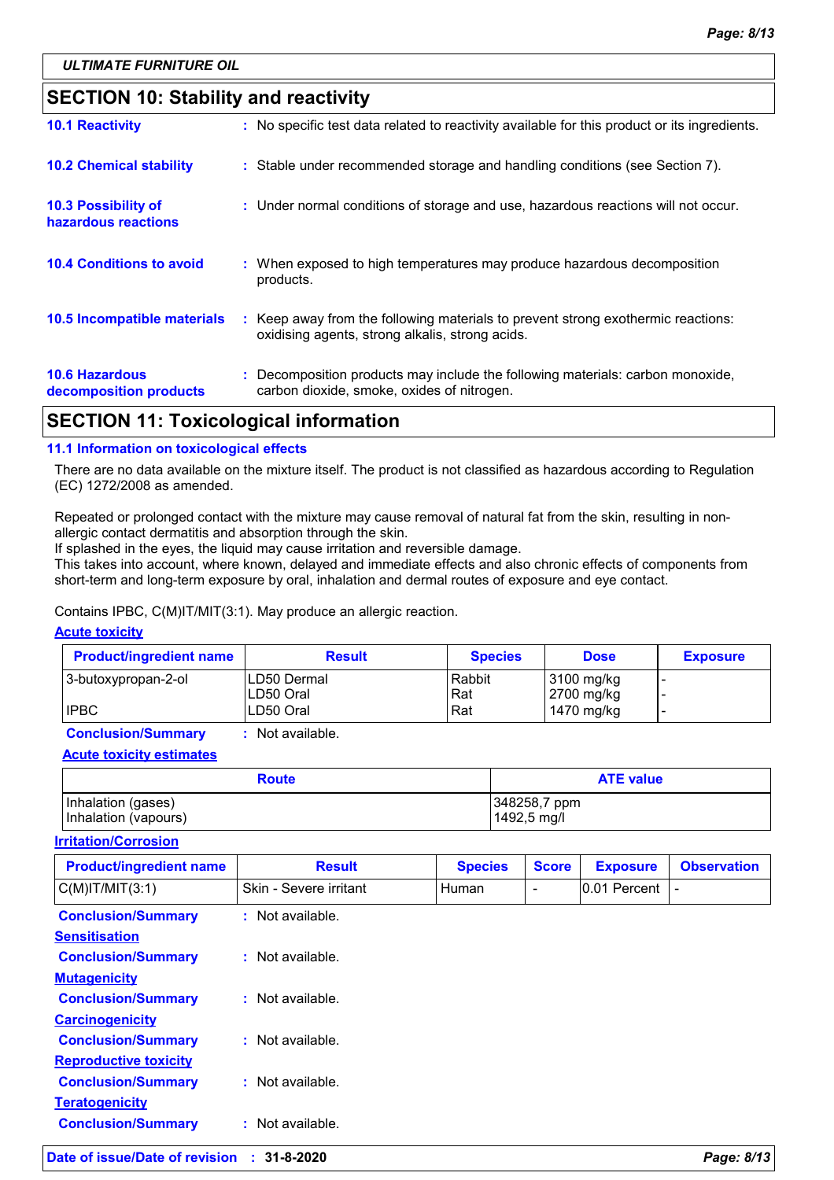ULTIMATE FURNITURE OIL

## SECTION 10: Stability and reactivity

**10.1 Reactivity** : No specific test data related to reactivity available for this product or its ingredients.

**10.2 Chemical stability** : Stable under recommended storage and handling conditions (see Section 7).

**10.3 Possibility of hazardous reactions** : Under normal conditions of storage and use, hazardous reactions will not occur.

**10.4 Conditions to avoid** : When exposed to high temperatures may produce hazardous decomposition products.

**10.5 Incompatible materials** : Keep away from the following materials to prevent strong exothermic reactions: oxidising agents, strong alkalis, strong acids.

**10.6 Hazardous decomposition products** : Decomposition products may include the following materials: carbon monoxide, carbon dioxide, smoke, oxides of nitrogen.

## SECTION 11: Toxicological information

### 11.1 Information on toxicological effects

There are no data available on the mixture itself. The product is not classified as hazardous according to Regulation (EC) 1272/2008 as amended.

Repeated or prolonged contact with the mixture may cause removal of natural fat from the skin, resulting in non-allergic contact dermatitis and absorption through the skin.
If splashed in the eyes, the liquid may cause irritation and reversible damage.
This takes into account, where known, delayed and immediate effects and also chronic effects of components from short-term and long-term exposure by oral, inhalation and dermal routes of exposure and eye contact.

Contains IPBC, C(M)IT/MIT(3:1). May produce an allergic reaction.

**Acute toxicity**

| Product/ingredient name | Result | Species | Dose | Exposure |
|---|---|---|---|---|
| 3-butoxypropan-2-ol | LD50 Dermal | Rabbit | 3100 mg/kg | - |
| | LD50 Oral | Rat | 2700 mg/kg | - |
| IPBC | LD50 Oral | Rat | 1470 mg/kg | - |

**Conclusion/Summary** : Not available.

**Acute toxicity estimates**

| Route | ATE value |
|---|---|
| Inhalation (gases) | 348258,7 ppm |
| Inhalation (vapours) | 1492,5 mg/l |

**Irritation/Corrosion**

| Product/ingredient name | Result | Species | Score | Exposure | Observation |
|---|---|---|---|---|---|
| C(M)IT/MIT(3:1) | Skin - Severe irritant | Human | - | 0.01 Percent | - |

**Conclusion/Summary** : Not available.

**Sensitisation**

**Conclusion/Summary** : Not available.

**Mutagenicity**

**Conclusion/Summary** : Not available.

**Carcinogenicity**

**Conclusion/Summary** : Not available.

**Reproductive toxicity**

**Conclusion/Summary** : Not available.

**Teratogenicity**

**Conclusion/Summary** : Not available.

**Date of issue/Date of revision** : **31-8-2020**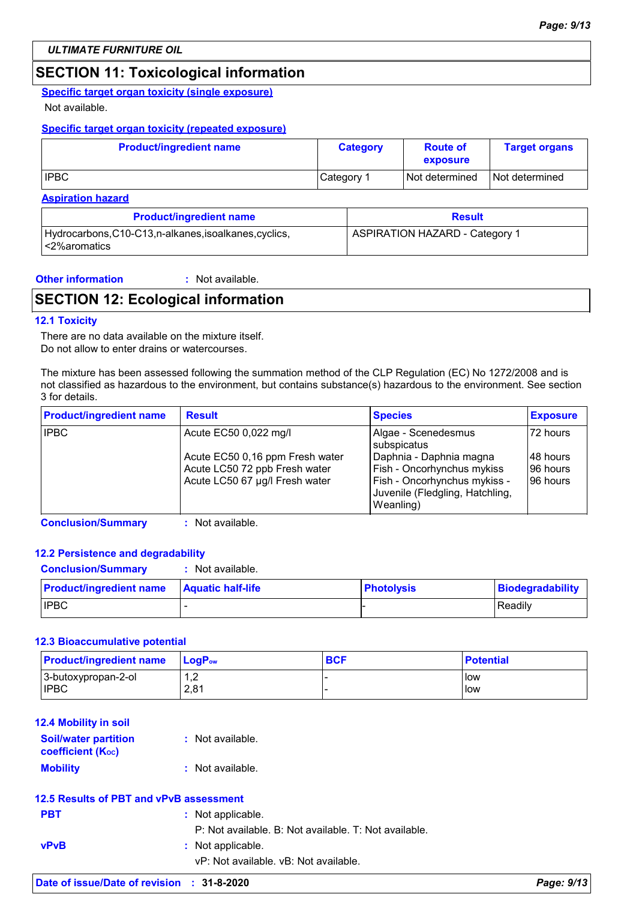**ULTIMATE FURNITURE OIL**

## SECTION 11: Toxicological information

**Specific target organ toxicity (single exposure)**

Not available.

**Specific target organ toxicity (repeated exposure)**

| Product/ingredient name | Category | Route of exposure | Target organs |
|---|---|---|---|
| IPBC | Category 1 | Not determined | Not determined |

**Aspiration hazard**

| Product/ingredient name | Result |
|---|---|
| Hydrocarbons,C10-C13,n-alkanes,isoalkanes,cyclics, <2%aromatics | ASPIRATION HAZARD - Category 1 |

**Other information** : Not available.

## SECTION 12: Ecological information

### 12.1 Toxicity

There are no data available on the mixture itself.
Do not allow to enter drains or watercourses.

The mixture has been assessed following the summation method of the CLP Regulation (EC) No 1272/2008 and is not classified as hazardous to the environment, but contains substance(s) hazardous to the environment. See section 3 for details.

| Product/ingredient name | Result | Species | Exposure |
|---|---|---|---|
| IPBC | Acute EC50 0,022 mg/l | Algae - Scenedesmus subspicatus | 72 hours |
| | Acute EC50 0,16 ppm Fresh water | Daphnia - Daphnia magna | 48 hours |
| | Acute LC50 72 ppb Fresh water | Fish - Oncorhynchus mykiss | 96 hours |
| | Acute LC50 67 µg/l Fresh water | Fish - Oncorhynchus mykiss - Juvenile (Fledgling, Hatchling, Weanling) | 96 hours |

**Conclusion/Summary** : Not available.

### 12.2 Persistence and degradability

**Conclusion/Summary** : Not available.

| Product/ingredient name | Aquatic half-life | Photolysis | Biodegradability |
|---|---|---|---|
| IPBC | - | - | Readily |

### 12.3 Bioaccumulative potential

| Product/ingredient name | $LogP_{ow}$ | BCF | Potential |
|---|---|---|---|
| 3-butoxypropan-2-ol | 1,2 | - | low |
| IPBC | 2,81 | - | low |

### 12.4 Mobility in soil

**Soil/water partition coefficient ($K_{OC}$)** : Not available.

**Mobility** : Not available.

### 12.5 Results of PBT and vPvB assessment

**PBT** : Not applicable.
P: Not available. B: Not available. T: Not available.

**vPvB** : Not applicable.
vP: Not available. vB: Not available.

**Date of issue/Date of revision** : **31-8-2020**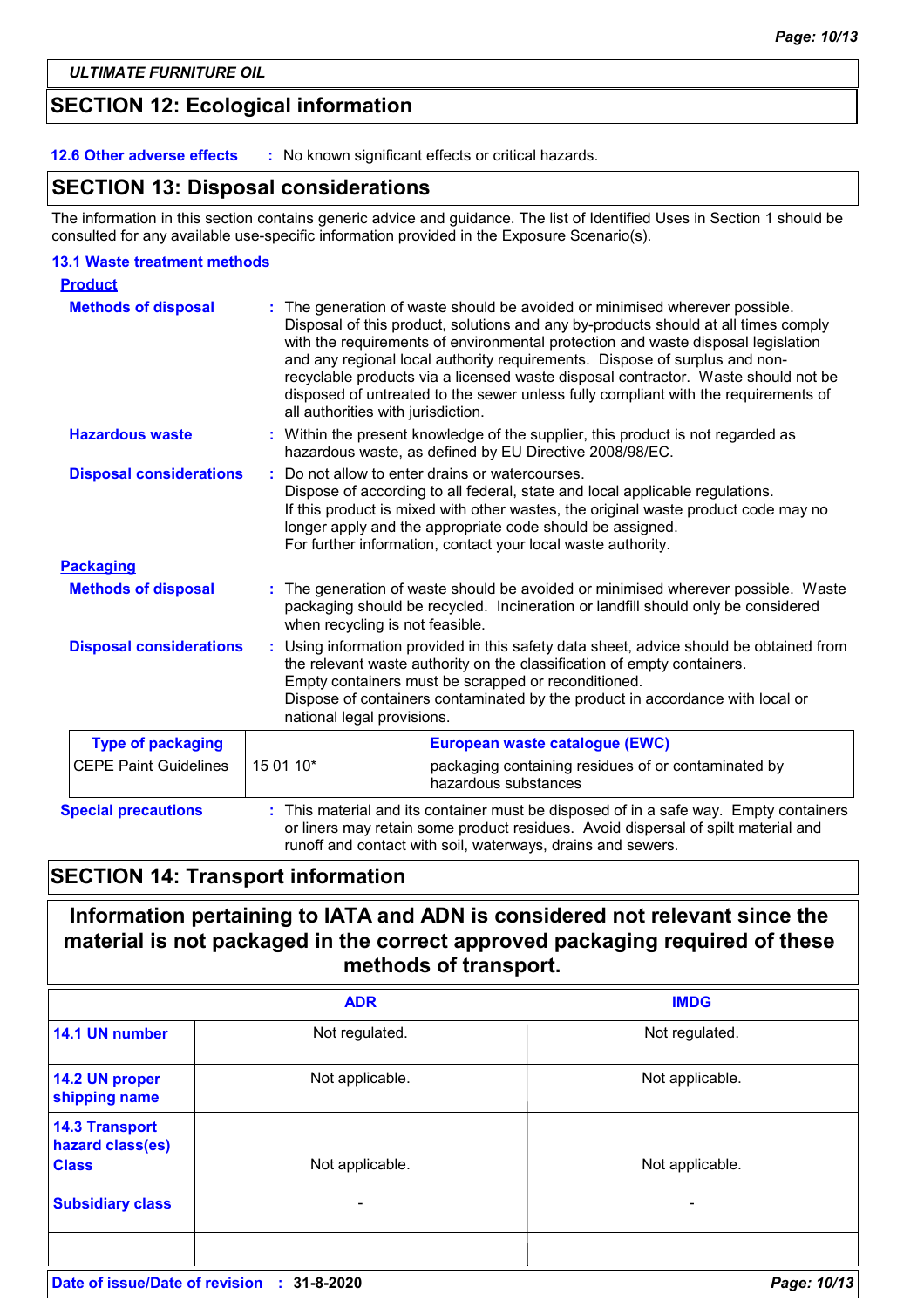## SECTION 12: Ecological information

**12.6 Other adverse effects** : No known significant effects or critical hazards.

## SECTION 13: Disposal considerations

The information in this section contains generic advice and guidance. The list of Identified Uses in Section 1 should be consulted for any available use-specific information provided in the Exposure Scenario(s).

### 13.1 Waste treatment methods

**Product**

**Methods of disposal** : The generation of waste should be avoided or minimised wherever possible. Disposal of this product, solutions and any by-products should at all times comply with the requirements of environmental protection and waste disposal legislation and any regional local authority requirements. Dispose of surplus and non-recyclable products via a licensed waste disposal contractor. Waste should not be disposed of untreated to the sewer unless fully compliant with the requirements of all authorities with jurisdiction.

**Hazardous waste** : Within the present knowledge of the supplier, this product is not regarded as hazardous waste, as defined by EU Directive 2008/98/EC.

**Disposal considerations** : Do not allow to enter drains or watercourses.
Dispose of according to all federal, state and local applicable regulations.
If this product is mixed with other wastes, the original waste product code may no longer apply and the appropriate code should be assigned.
For further information, contact your local waste authority.

**Packaging**

**Methods of disposal** : The generation of waste should be avoided or minimised wherever possible. Waste packaging should be recycled. Incineration or landfill should only be considered when recycling is not feasible.

**Disposal considerations** : Using information provided in this safety data sheet, advice should be obtained from the relevant waste authority on the classification of empty containers.
Empty containers must be scrapped or reconditioned.
Dispose of containers contaminated by the product in accordance with local or national legal provisions.

| Type of packaging | European waste catalogue (EWC) | |
|---|---|---|
| CEPE Paint Guidelines | 15 01 10* | packaging containing residues of or contaminated by hazardous substances |

**Special precautions** : This material and its container must be disposed of in a safe way. Empty containers or liners may retain some product residues. Avoid dispersal of spilt material and runoff and contact with soil, waterways, drains and sewers.

## SECTION 14: Transport information

**Information pertaining to IATA and ADN is considered not relevant since the material is not packaged in the correct approved packaging required of these methods of transport.**

| | ADR | IMDG |
|---|---|---|
| **14.1 UN number** | Not regulated. | Not regulated. |
| **14.2 UN proper shipping name** | Not applicable. | Not applicable. |
| **14.3 Transport hazard class(es) Class** | Not applicable. | Not applicable. |
| **Subsidiary class** | - | - |
| | | |

**Date of issue/Date of revision** : **31-8-2020**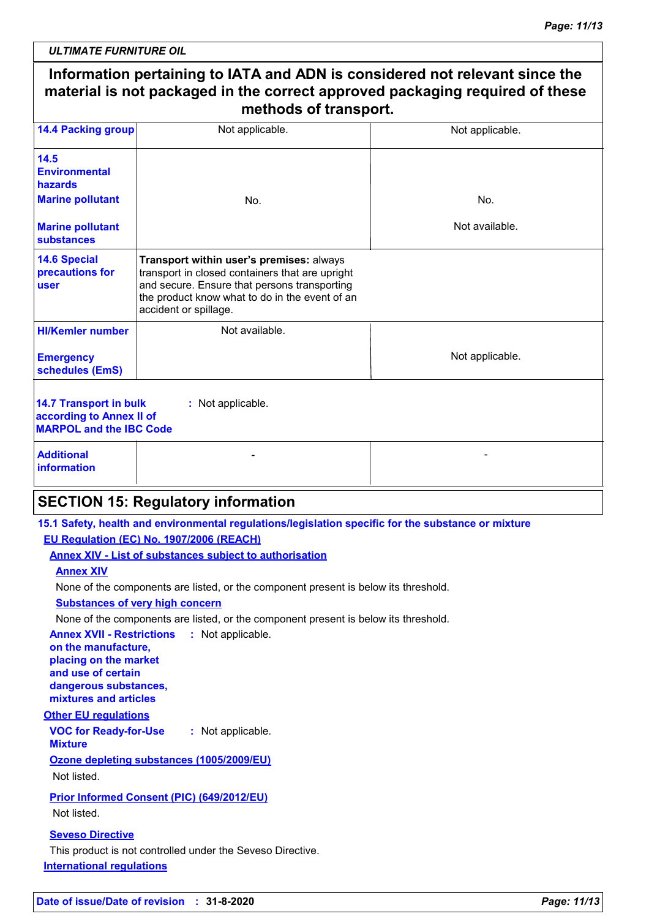*ULTIMATE FURNITURE OIL*

**Information pertaining to IATA and ADN is considered not relevant since the material is not packaged in the correct approved packaging required of these methods of transport.**

| | | |
|---|---|---|
| **14.4 Packing group** | Not applicable. | Not applicable. |
| **14.5 Environmental hazards** <br> **Marine pollutant** <br> **Marine pollutant substances** | No. | No. <br> Not available. |
| **14.6 Special precautions for user** | **Transport within user's premises:** always transport in closed containers that are upright and secure. Ensure that persons transporting the product know what to do in the event of an accident or spillage. | |
| **HI/Kemler number** <br> **Emergency schedules (EmS)** | Not available. | Not applicable. |

**14.7 Transport in bulk according to Annex II of MARPOL and the IBC Code** : Not applicable.

| | | |
|---|---|---|
| **Additional information** | - | - |

## SECTION 15: Regulatory information

**15.1 Safety, health and environmental regulations/legislation specific for the substance or mixture**

**EU Regulation (EC) No. 1907/2006 (REACH)**

**Annex XIV - List of substances subject to authorisation**

**Annex XIV**

None of the components are listed, or the component present is below its threshold.

**Substances of very high concern**

None of the components are listed, or the component present is below its threshold.

**Annex XVII - Restrictions on the manufacture, placing on the market and use of certain dangerous substances, mixtures and articles** : Not applicable.

**Other EU regulations**

**VOC for Ready-for-Use Mixture** : Not applicable.

**Ozone depleting substances (1005/2009/EU)**

Not listed.

**Prior Informed Consent (PIC) (649/2012/EU)**

Not listed.

**Seveso Directive**

This product is not controlled under the Seveso Directive.

**International regulations**

**Date of issue/Date of revision** : **31-8-2020**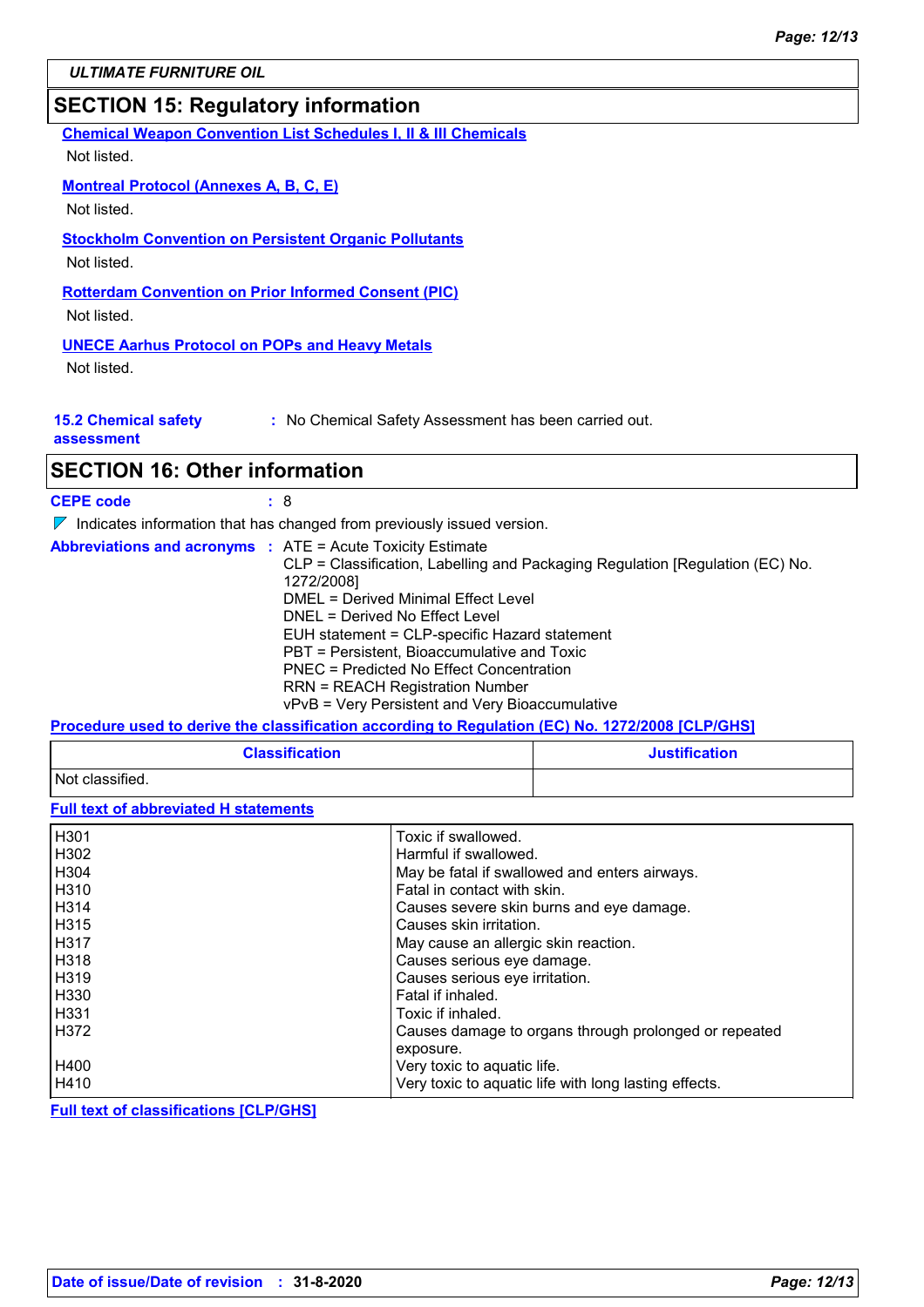## SECTION 15: Regulatory information

**Chemical Weapon Convention List Schedules I, II & III Chemicals**

Not listed.

**Montreal Protocol (Annexes A, B, C, E)**

Not listed.

**Stockholm Convention on Persistent Organic Pollutants**

Not listed.

**Rotterdam Convention on Prior Informed Consent (PIC)**

Not listed.

**UNECE Aarhus Protocol on POPs and Heavy Metals**

Not listed.

**15.2 Chemical safety assessment** : No Chemical Safety Assessment has been carried out.

## SECTION 16: Other information

**CEPE code** : 8

◤ Indicates information that has changed from previously issued version.

**Abbreviations and acronyms** : ATE = Acute Toxicity Estimate
CLP = Classification, Labelling and Packaging Regulation [Regulation (EC) No. 1272/2008]
DMEL = Derived Minimal Effect Level
DNEL = Derived No Effect Level
EUH statement = CLP-specific Hazard statement
PBT = Persistent, Bioaccumulative and Toxic
PNEC = Predicted No Effect Concentration
RRN = REACH Registration Number
vPvB = Very Persistent and Very Bioaccumulative

**Procedure used to derive the classification according to Regulation (EC) No. 1272/2008 [CLP/GHS]**

| Classification | Justification |
|---|---|
| Not classified. | |

**Full text of abbreviated H statements**

| | |
|---|---|
| H301 | Toxic if swallowed. |
| H302 | Harmful if swallowed. |
| H304 | May be fatal if swallowed and enters airways. |
| H310 | Fatal in contact with skin. |
| H314 | Causes severe skin burns and eye damage. |
| H315 | Causes skin irritation. |
| H317 | May cause an allergic skin reaction. |
| H318 | Causes serious eye damage. |
| H319 | Causes serious eye irritation. |
| H330 | Fatal if inhaled. |
| H331 | Toxic if inhaled. |
| H372 | Causes damage to organs through prolonged or repeated exposure. |
| H400 | Very toxic to aquatic life. |
| H410 | Very toxic to aquatic life with long lasting effects. |

**Full text of classifications [CLP/GHS]**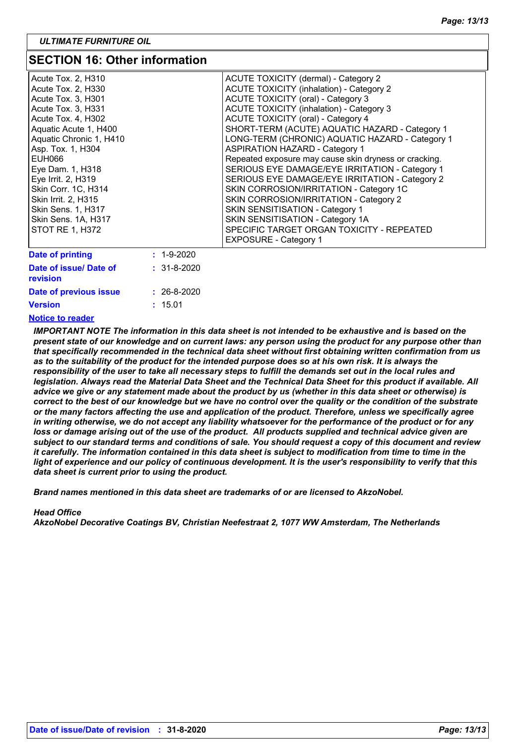## SECTION 16: Other information

| | |
|---|---|
| Acute Tox. 2, H310 | ACUTE TOXICITY (dermal) - Category 2 |
| Acute Tox. 2, H330 | ACUTE TOXICITY (inhalation) - Category 2 |
| Acute Tox. 3, H301 | ACUTE TOXICITY (oral) - Category 3 |
| Acute Tox. 3, H331 | ACUTE TOXICITY (inhalation) - Category 3 |
| Acute Tox. 4, H302 | ACUTE TOXICITY (oral) - Category 4 |
| Aquatic Acute 1, H400 | SHORT-TERM (ACUTE) AQUATIC HAZARD - Category 1 |
| Aquatic Chronic 1, H410 | LONG-TERM (CHRONIC) AQUATIC HAZARD - Category 1 |
| Asp. Tox. 1, H304 | ASPIRATION HAZARD - Category 1 |
| EUH066 | Repeated exposure may cause skin dryness or cracking. |
| Eye Dam. 1, H318 | SERIOUS EYE DAMAGE/EYE IRRITATION - Category 1 |
| Eye Irrit. 2, H319 | SERIOUS EYE DAMAGE/EYE IRRITATION - Category 2 |
| Skin Corr. 1C, H314 | SKIN CORROSION/IRRITATION - Category 1C |
| Skin Irrit. 2, H315 | SKIN CORROSION/IRRITATION - Category 2 |
| Skin Sens. 1, H317 | SKIN SENSITISATION - Category 1 |
| Skin Sens. 1A, H317 | SKIN SENSITISATION - Category 1A |
| STOT RE 1, H372 | SPECIFIC TARGET ORGAN TOXICITY - REPEATED EXPOSURE - Category 1 |

**Date of printing** : 1-9-2020

**Date of issue/ Date of revision** : 31-8-2020

**Date of previous issue** : 26-8-2020

**Version** : 15.01

**Notice to reader**

***IMPORTANT NOTE The information in this data sheet is not intended to be exhaustive and is based on the present state of our knowledge and on current laws: any person using the product for any purpose other than that specifically recommended in the technical data sheet without first obtaining written confirmation from us as to the suitability of the product for the intended purpose does so at his own risk. It is always the responsibility of the user to take all necessary steps to fulfill the demands set out in the local rules and legislation. Always read the Material Data Sheet and the Technical Data Sheet for this product if available. All advice we give or any statement made about the product by us (whether in this data sheet or otherwise) is correct to the best of our knowledge but we have no control over the quality or the condition of the substrate or the many factors affecting the use and application of the product. Therefore, unless we specifically agree in writing otherwise, we do not accept any liability whatsoever for the performance of the product or for any loss or damage arising out of the use of the product. All products supplied and technical advice given are subject to our standard terms and conditions of sale. You should request a copy of this document and review it carefully. The information contained in this data sheet is subject to modification from time to time in the light of experience and our policy of continuous development. It is the user's responsibility to verify that this data sheet is current prior to using the product.***

***Brand names mentioned in this data sheet are trademarks of or are licensed to AkzoNobel.***

***Head Office***
***AkzoNobel Decorative Coatings BV, Christian Neefestraat 2, 1077 WW Amsterdam, The Netherlands***